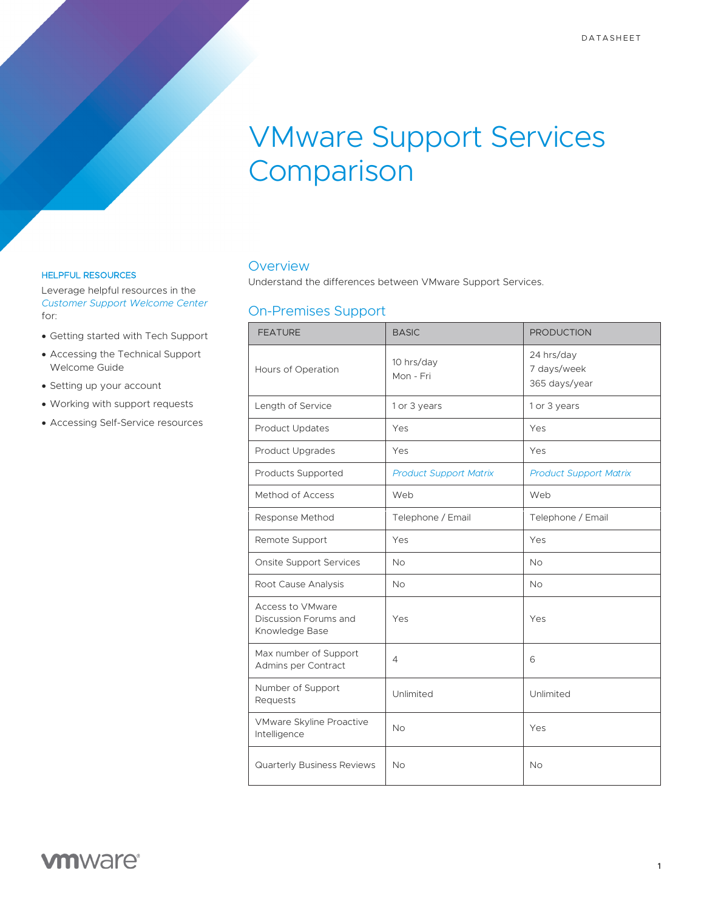DATASHEET

# VMware Support Services Comparison

**HELPFUL RESOURCES**

Leverage helpful resources in the *Customer Support Welcome Center* for:

- Getting started with Tech Support
- Accessing the Technical Support Welcome Guide
- Setting up your account
- Working with support requests
- Accessing Self-Service resources

## Overview

Understand the differences between VMware Support Services.

## On-Premises Support

| FEATURE | BASIC | PRODUCTION |
|---|---|---|
| Hours of Operation | 10 hrs/day<br>Mon - Fri | 24 hrs/day<br>7 days/week<br>365 days/year |
| Length of Service | 1 or 3 years | 1 or 3 years |
| Product Updates | Yes | Yes |
| Product Upgrades | Yes | Yes |
| Products Supported | *Product Support Matrix* | *Product Support Matrix* |
| Method of Access | Web | Web |
| Response Method | Telephone / Email | Telephone / Email |
| Remote Support | Yes | Yes |
| Onsite Support Services | No | No |
| Root Cause Analysis | No | No |
| Access to VMware Discussion Forums and Knowledge Base | Yes | Yes |
| Max number of Support Admins per Contract | 4 | 6 |
| Number of Support Requests | Unlimited | Unlimited |
| VMware Skyline Proactive Intelligence | No | Yes |
| Quarterly Business Reviews | No | No |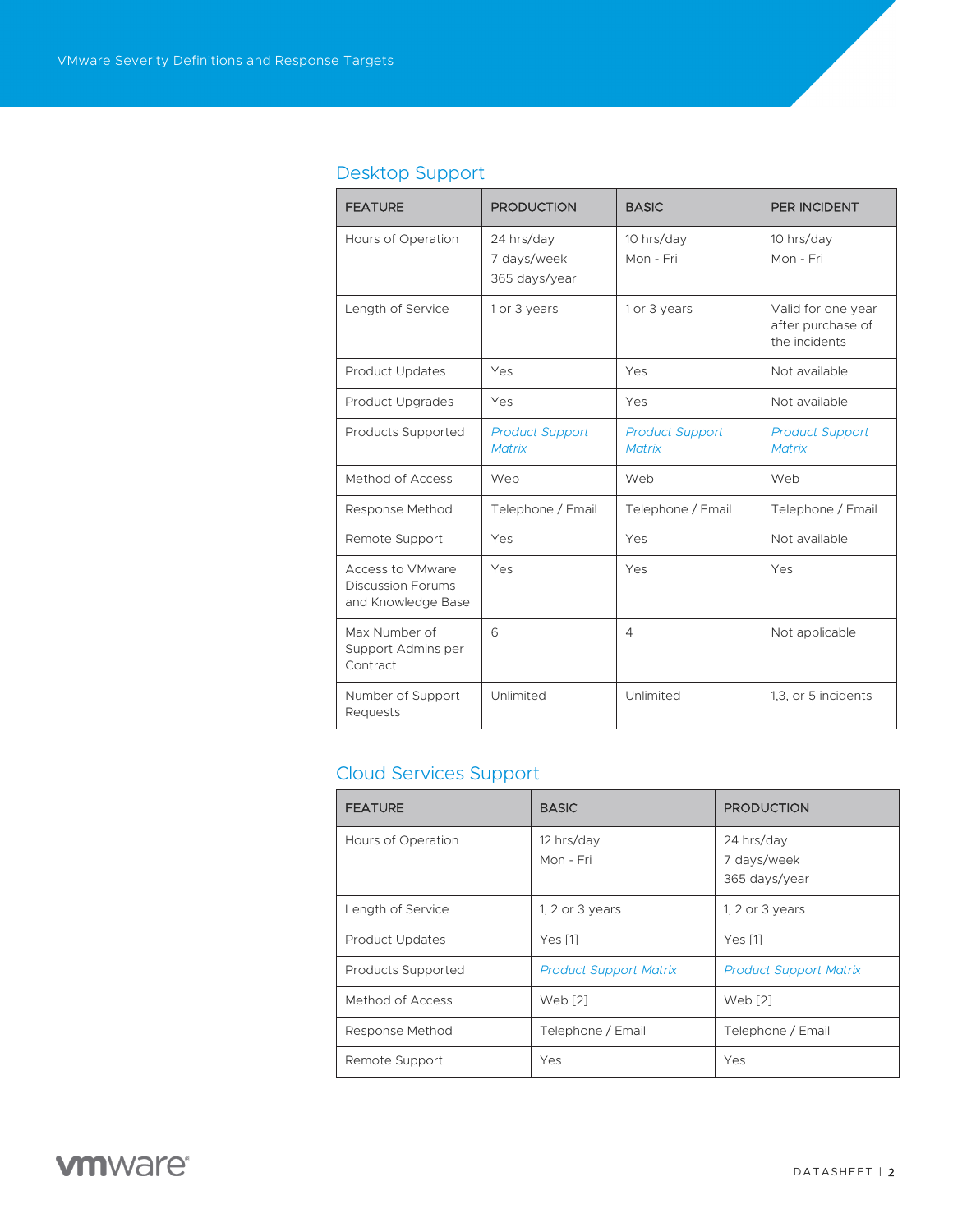## Desktop Support

| FEATURE | PRODUCTION | BASIC | PER INCIDENT |
|---|---|---|---|
| Hours of Operation | 24 hrs/day<br>7 days/week<br>365 days/year | 10 hrs/day<br>Mon - Fri | 10 hrs/day<br>Mon - Fri |
| Length of Service | 1 or 3 years | 1 or 3 years | Valid for one year after purchase of the incidents |
| Product Updates | Yes | Yes | Not available |
| Product Upgrades | Yes | Yes | Not available |
| Products Supported | *Product Support Matrix* | *Product Support Matrix* | *Product Support Matrix* |
| Method of Access | Web | Web | Web |
| Response Method | Telephone / Email | Telephone / Email | Telephone / Email |
| Remote Support | Yes | Yes | Not available |
| Access to VMware Discussion Forums and Knowledge Base | Yes | Yes | Yes |
| Max Number of Support Admins per Contract | 6 | 4 | Not applicable |
| Number of Support Requests | Unlimited | Unlimited | 1,3, or 5 incidents |

## Cloud Services Support

| FEATURE | BASIC | PRODUCTION |
|---|---|---|
| Hours of Operation | 12 hrs/day<br>Mon - Fri | 24 hrs/day<br>7 days/week<br>365 days/year |
| Length of Service | 1, 2 or 3 years | 1, 2 or 3 years |
| Product Updates | Yes [1] | Yes [1] |
| Products Supported | *Product Support Matrix* | *Product Support Matrix* |
| Method of Access | Web [2] | Web [2] |
| Response Method | Telephone / Email | Telephone / Email |
| Remote Support | Yes | Yes |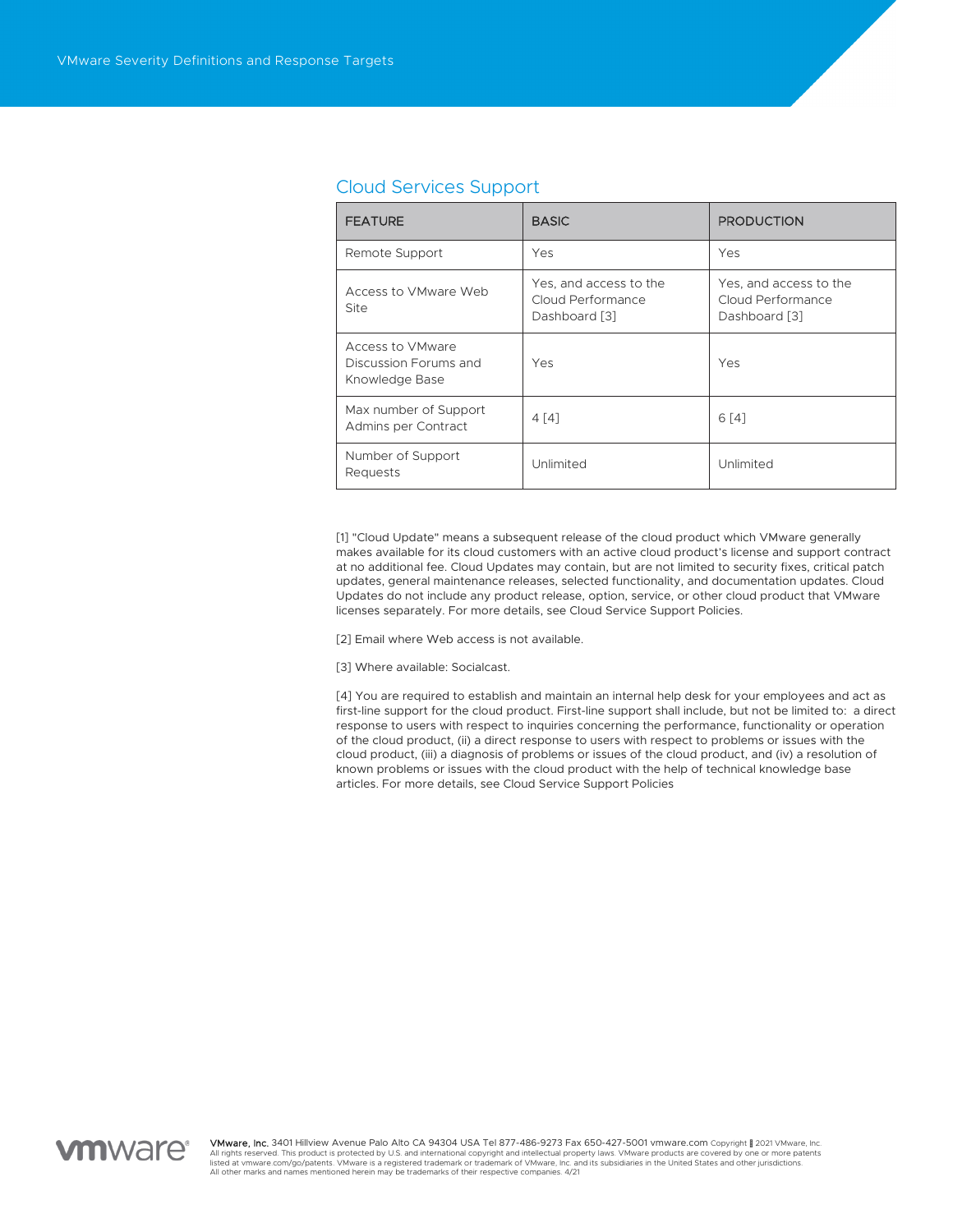## Cloud Services Support

| FEATURE | BASIC | PRODUCTION |
| --- | --- | --- |
| Remote Support | Yes | Yes |
| Access to VMware Web Site | Yes, and access to the Cloud Performance Dashboard [3] | Yes, and access to the Cloud Performance Dashboard [3] |
| Access to VMware Discussion Forums and Knowledge Base | Yes | Yes |
| Max number of Support Admins per Contract | 4 [4] | 6 [4] |
| Number of Support Requests | Unlimited | Unlimited |

[1] "Cloud Update" means a subsequent release of the cloud product which VMware generally makes available for its cloud customers with an active cloud product's license and support contract at no additional fee. Cloud Updates may contain, but are not limited to security fixes, critical patch updates, general maintenance releases, selected functionality, and documentation updates. Cloud Updates do not include any product release, option, service, or other cloud product that VMware licenses separately. For more details, see Cloud Service Support Policies.

[2] Email where Web access is not available.

[3] Where available: Socialcast.

[4] You are required to establish and maintain an internal help desk for your employees and act as first-line support for the cloud product. First-line support shall include, but not be limited to: a direct response to users with respect to inquiries concerning the performance, functionality or operation of the cloud product, (ii) a direct response to users with respect to problems or issues with the cloud product, (iii) a diagnosis of problems or issues of the cloud product, and (iv) a resolution of known problems or issues with the cloud product with the help of technical knowledge base articles. For more details, see Cloud Service Support Policies

VMware, Inc. 3401 Hillview Avenue Palo Alto CA 94304 USA Tel 877-486-9273 Fax 650-427-5001 vmware.com Copyright © 2021 VMware, Inc. All rights reserved. This product is protected by U.S. and international copyright and intellectual property laws. VMware products are covered by one or more patents listed at vmware.com/go/patents. VMware is a registered trademark or trademark of VMware, Inc. and its subsidiaries in the United States and other jurisdictions. All other marks and names mentioned herein may be trademarks of their respective companies. 4/21